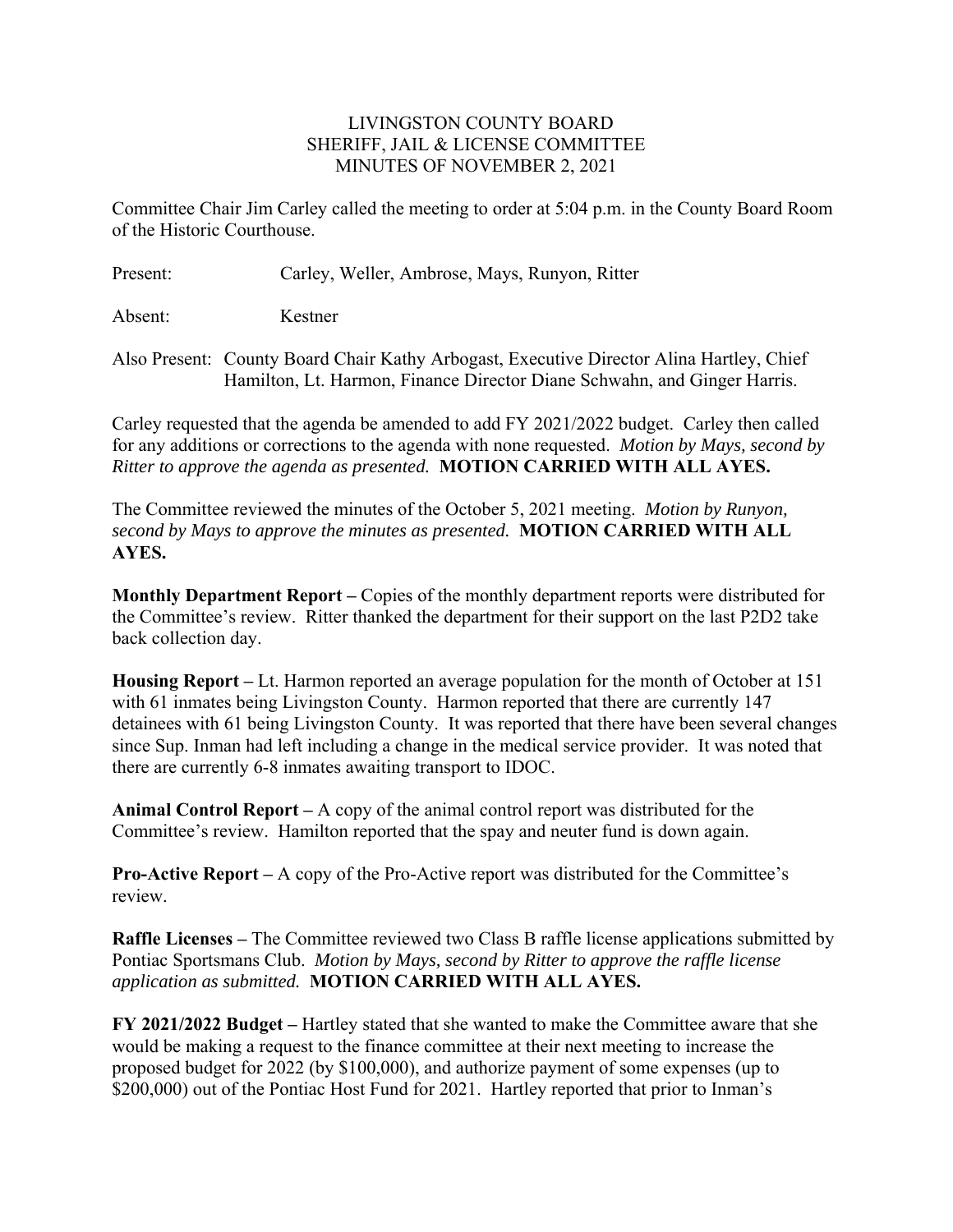# LIVINGSTON COUNTY BOARD
## SHERIFF, JAIL & LICENSE COMMITTEE
## MINUTES OF NOVEMBER 2, 2021

Committee Chair Jim Carley called the meeting to order at 5:04 p.m. in the County Board Room of the Historic Courthouse.

Present: Carley, Weller, Ambrose, Mays, Runyon, Ritter

Absent: Kestner

Also Present: County Board Chair Kathy Arbogast, Executive Director Alina Hartley, Chief Hamilton, Lt. Harmon, Finance Director Diane Schwahn, and Ginger Harris.

Carley requested that the agenda be amended to add FY 2021/2022 budget. Carley then called for any additions or corrections to the agenda with none requested. *Motion by Mays, second by Ritter to approve the agenda as presented.* **MOTION CARRIED WITH ALL AYES.**

The Committee reviewed the minutes of the October 5, 2021 meeting. *Motion by Runyon, second by Mays to approve the minutes as presented.* **MOTION CARRIED WITH ALL AYES.**

**Monthly Department Report –** Copies of the monthly department reports were distributed for the Committee's review. Ritter thanked the department for their support on the last P2D2 take back collection day.

**Housing Report –** Lt. Harmon reported an average population for the month of October at 151 with 61 inmates being Livingston County. Harmon reported that there are currently 147 detainees with 61 being Livingston County. It was reported that there have been several changes since Sup. Inman had left including a change in the medical service provider. It was noted that there are currently 6-8 inmates awaiting transport to IDOC.

**Animal Control Report –** A copy of the animal control report was distributed for the Committee's review. Hamilton reported that the spay and neuter fund is down again.

**Pro-Active Report –** A copy of the Pro-Active report was distributed for the Committee's review.

**Raffle Licenses –** The Committee reviewed two Class B raffle license applications submitted by Pontiac Sportsmans Club. *Motion by Mays, second by Ritter to approve the raffle license application as submitted.* **MOTION CARRIED WITH ALL AYES.**

**FY 2021/2022 Budget –** Hartley stated that she wanted to make the Committee aware that she would be making a request to the finance committee at their next meeting to increase the proposed budget for 2022 (by $100,000), and authorize payment of some expenses (up to $200,000) out of the Pontiac Host Fund for 2021. Hartley reported that prior to Inman's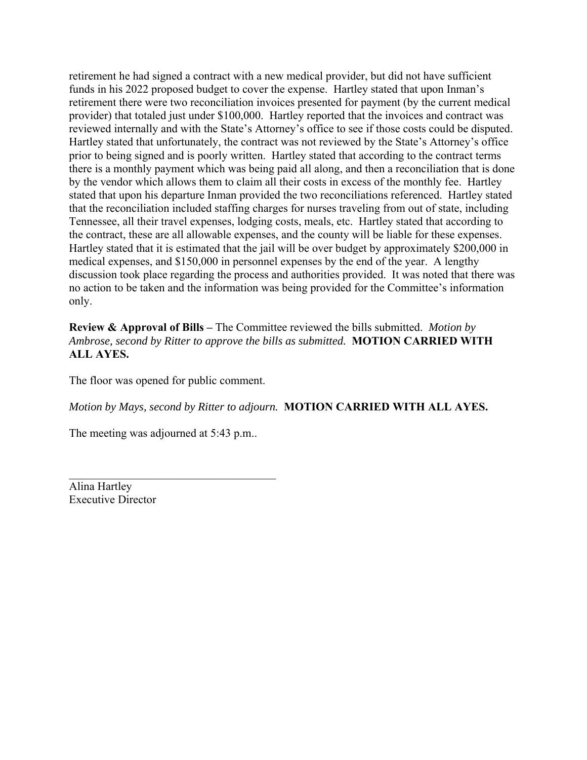retirement he had signed a contract with a new medical provider, but did not have sufficient funds in his 2022 proposed budget to cover the expense. Hartley stated that upon Inman's retirement there were two reconciliation invoices presented for payment (by the current medical provider) that totaled just under $100,000. Hartley reported that the invoices and contract was reviewed internally and with the State's Attorney's office to see if those costs could be disputed. Hartley stated that unfortunately, the contract was not reviewed by the State's Attorney's office prior to being signed and is poorly written. Hartley stated that according to the contract terms there is a monthly payment which was being paid all along, and then a reconciliation that is done by the vendor which allows them to claim all their costs in excess of the monthly fee. Hartley stated that upon his departure Inman provided the two reconciliations referenced. Hartley stated that the reconciliation included staffing charges for nurses traveling from out of state, including Tennessee, all their travel expenses, lodging costs, meals, etc. Hartley stated that according to the contract, these are all allowable expenses, and the county will be liable for these expenses. Hartley stated that it is estimated that the jail will be over budget by approximately $200,000 in medical expenses, and $150,000 in personnel expenses by the end of the year. A lengthy discussion took place regarding the process and authorities provided. It was noted that there was no action to be taken and the information was being provided for the Committee's information only.

**Review & Approval of Bills –** The Committee reviewed the bills submitted. *Motion by Ambrose, second by Ritter to approve the bills as submitted.* **MOTION CARRIED WITH ALL AYES.**

The floor was opened for public comment.

*Motion by Mays, second by Ritter to adjourn.* **MOTION CARRIED WITH ALL AYES.**

The meeting was adjourned at 5:43 p.m..

\_\_\_\_\_\_\_\_\_\_\_\_\_\_\_\_\_\_\_\_\_\_\_\_\_\_\_\_\_\_\_\_\_\_\_\_

Alina Hartley
Executive Director